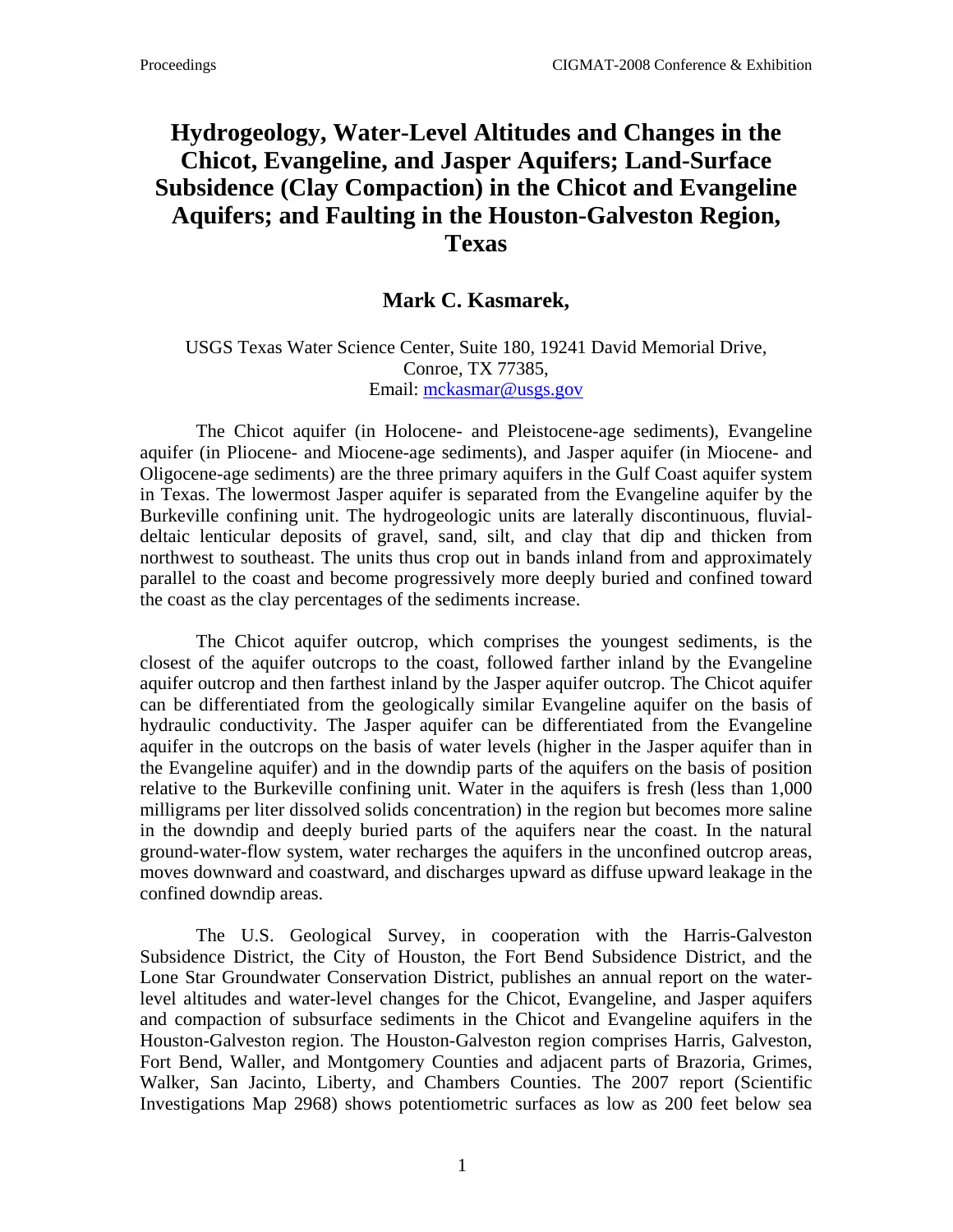# Hydrogeology, Water-Level Altitudes and Changes in the Chicot, Evangeline, and Jasper Aquifers; Land-Surface Subsidence (Clay Compaction) in the Chicot and Evangeline Aquifers; and Faulting in the Houston-Galveston Region, Texas

**Mark C. Kasmarek,**

USGS Texas Water Science Center, Suite 180, 19241 David Memorial Drive, Conroe, TX 77385,
Email: mckasmar@usgs.gov

The Chicot aquifer (in Holocene- and Pleistocene-age sediments), Evangeline aquifer (in Pliocene- and Miocene-age sediments), and Jasper aquifer (in Miocene- and Oligocene-age sediments) are the three primary aquifers in the Gulf Coast aquifer system in Texas. The lowermost Jasper aquifer is separated from the Evangeline aquifer by the Burkeville confining unit. The hydrogeologic units are laterally discontinuous, fluvial-deltaic lenticular deposits of gravel, sand, silt, and clay that dip and thicken from northwest to southeast. The units thus crop out in bands inland from and approximately parallel to the coast and become progressively more deeply buried and confined toward the coast as the clay percentages of the sediments increase.

The Chicot aquifer outcrop, which comprises the youngest sediments, is the closest of the aquifer outcrops to the coast, followed farther inland by the Evangeline aquifer outcrop and then farthest inland by the Jasper aquifer outcrop. The Chicot aquifer can be differentiated from the geologically similar Evangeline aquifer on the basis of hydraulic conductivity. The Jasper aquifer can be differentiated from the Evangeline aquifer in the outcrops on the basis of water levels (higher in the Jasper aquifer than in the Evangeline aquifer) and in the downdip parts of the aquifers on the basis of position relative to the Burkeville confining unit. Water in the aquifers is fresh (less than 1,000 milligrams per liter dissolved solids concentration) in the region but becomes more saline in the downdip and deeply buried parts of the aquifers near the coast. In the natural ground-water-flow system, water recharges the aquifers in the unconfined outcrop areas, moves downward and coastward, and discharges upward as diffuse upward leakage in the confined downdip areas.

The U.S. Geological Survey, in cooperation with the Harris-Galveston Subsidence District, the City of Houston, the Fort Bend Subsidence District, and the Lone Star Groundwater Conservation District, publishes an annual report on the water-level altitudes and water-level changes for the Chicot, Evangeline, and Jasper aquifers and compaction of subsurface sediments in the Chicot and Evangeline aquifers in the Houston-Galveston region. The Houston-Galveston region comprises Harris, Galveston, Fort Bend, Waller, and Montgomery Counties and adjacent parts of Brazoria, Grimes, Walker, San Jacinto, Liberty, and Chambers Counties. The 2007 report (Scientific Investigations Map 2968) shows potentiometric surfaces as low as 200 feet below sea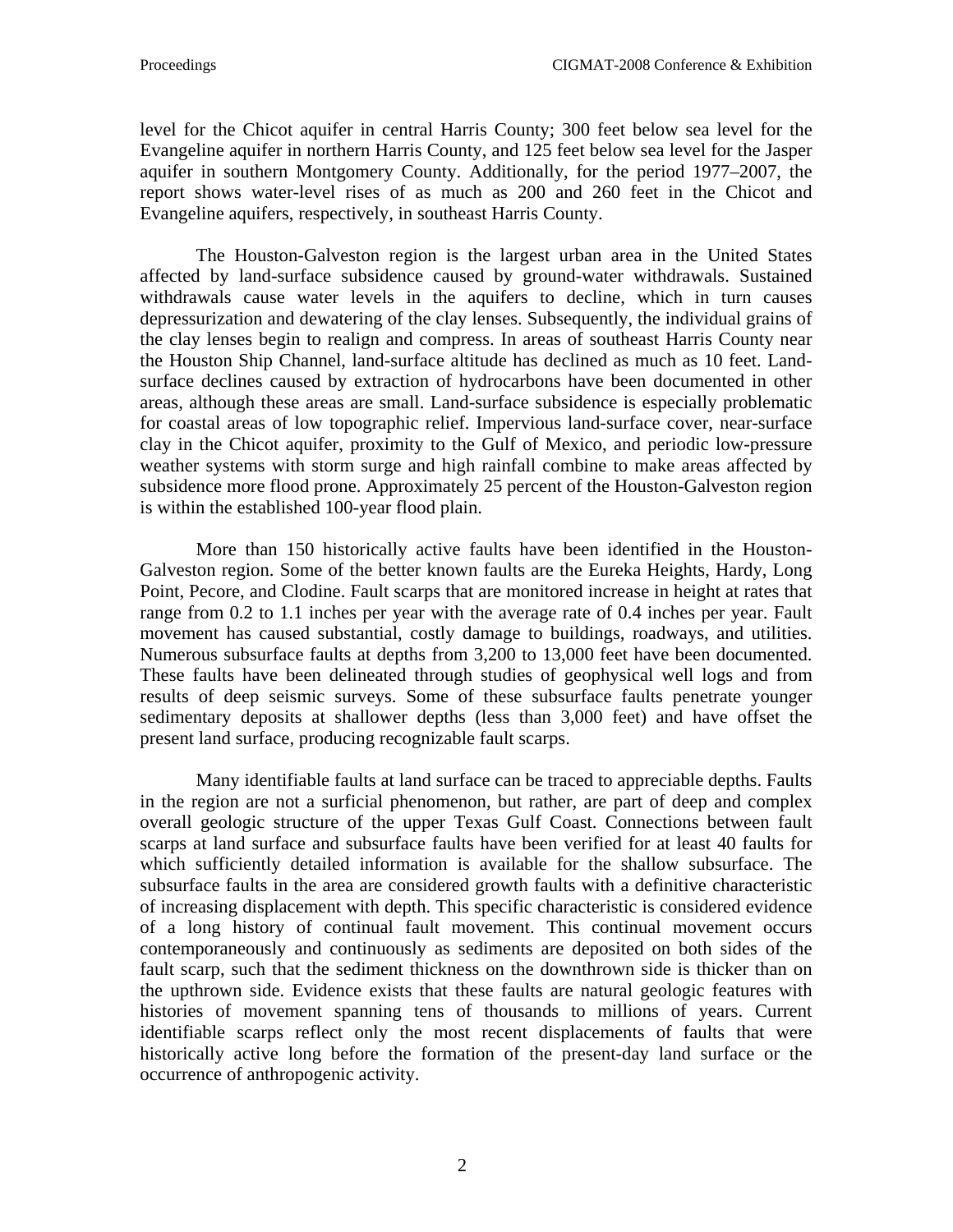level for the Chicot aquifer in central Harris County; 300 feet below sea level for the Evangeline aquifer in northern Harris County, and 125 feet below sea level for the Jasper aquifer in southern Montgomery County. Additionally, for the period 1977–2007, the report shows water-level rises of as much as 200 and 260 feet in the Chicot and Evangeline aquifers, respectively, in southeast Harris County.

The Houston-Galveston region is the largest urban area in the United States affected by land-surface subsidence caused by ground-water withdrawals. Sustained withdrawals cause water levels in the aquifers to decline, which in turn causes depressurization and dewatering of the clay lenses. Subsequently, the individual grains of the clay lenses begin to realign and compress. In areas of southeast Harris County near the Houston Ship Channel, land-surface altitude has declined as much as 10 feet. Land-surface declines caused by extraction of hydrocarbons have been documented in other areas, although these areas are small. Land-surface subsidence is especially problematic for coastal areas of low topographic relief. Impervious land-surface cover, near-surface clay in the Chicot aquifer, proximity to the Gulf of Mexico, and periodic low-pressure weather systems with storm surge and high rainfall combine to make areas affected by subsidence more flood prone. Approximately 25 percent of the Houston-Galveston region is within the established 100-year flood plain.

More than 150 historically active faults have been identified in the Houston-Galveston region. Some of the better known faults are the Eureka Heights, Hardy, Long Point, Pecore, and Clodine. Fault scarps that are monitored increase in height at rates that range from 0.2 to 1.1 inches per year with the average rate of 0.4 inches per year. Fault movement has caused substantial, costly damage to buildings, roadways, and utilities. Numerous subsurface faults at depths from 3,200 to 13,000 feet have been documented. These faults have been delineated through studies of geophysical well logs and from results of deep seismic surveys. Some of these subsurface faults penetrate younger sedimentary deposits at shallower depths (less than 3,000 feet) and have offset the present land surface, producing recognizable fault scarps.

Many identifiable faults at land surface can be traced to appreciable depths. Faults in the region are not a surficial phenomenon, but rather, are part of deep and complex overall geologic structure of the upper Texas Gulf Coast. Connections between fault scarps at land surface and subsurface faults have been verified for at least 40 faults for which sufficiently detailed information is available for the shallow subsurface. The subsurface faults in the area are considered growth faults with a definitive characteristic of increasing displacement with depth. This specific characteristic is considered evidence of a long history of continual fault movement. This continual movement occurs contemporaneously and continuously as sediments are deposited on both sides of the fault scarp, such that the sediment thickness on the downthrown side is thicker than on the upthrown side. Evidence exists that these faults are natural geologic features with histories of movement spanning tens of thousands to millions of years. Current identifiable scarps reflect only the most recent displacements of faults that were historically active long before the formation of the present-day land surface or the occurrence of anthropogenic activity.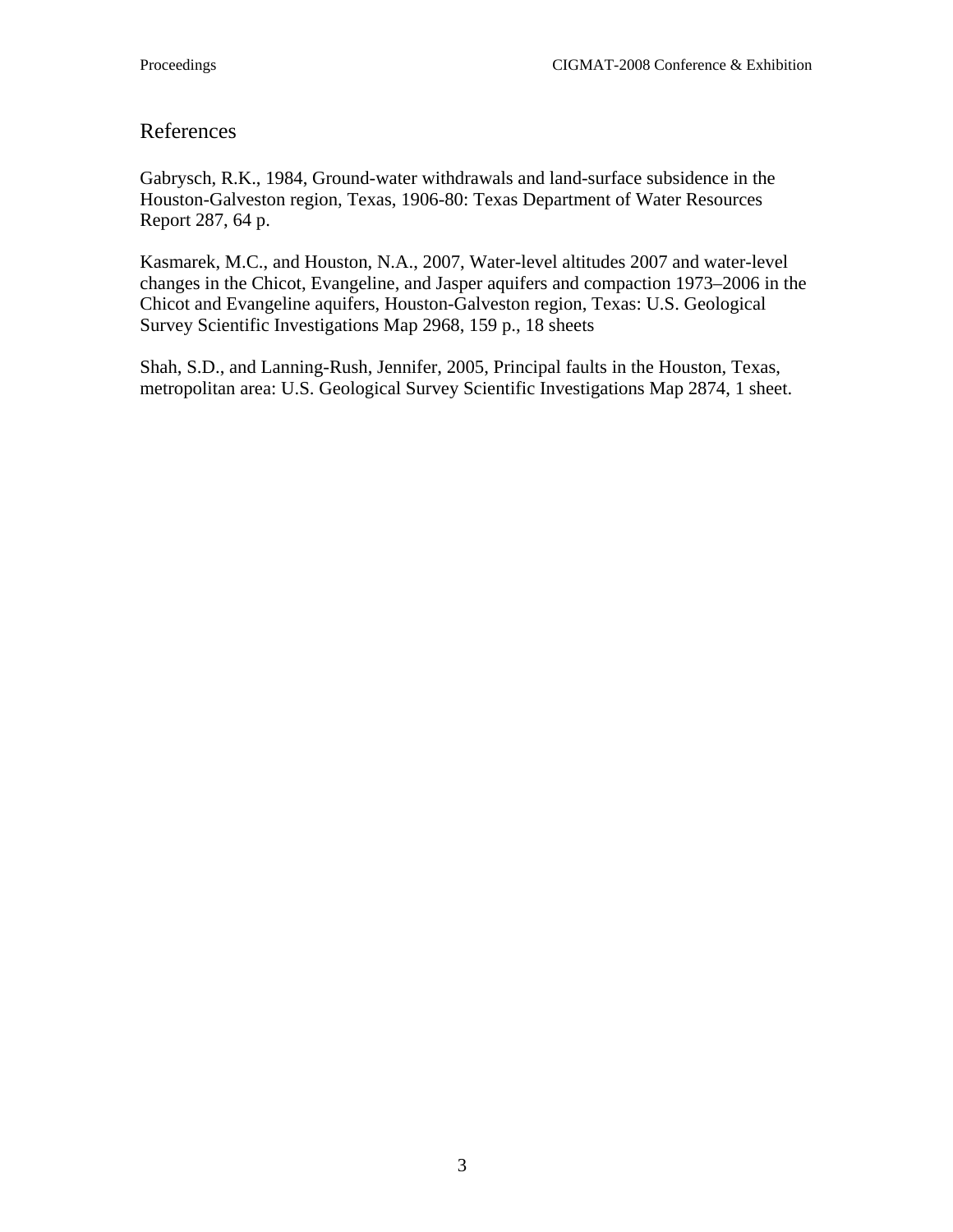## References

Gabrysch, R.K., 1984, Ground-water withdrawals and land-surface subsidence in the Houston-Galveston region, Texas, 1906-80: Texas Department of Water Resources Report 287, 64 p.

Kasmarek, M.C., and Houston, N.A., 2007, Water-level altitudes 2007 and water-level changes in the Chicot, Evangeline, and Jasper aquifers and compaction 1973–2006 in the Chicot and Evangeline aquifers, Houston-Galveston region, Texas: U.S. Geological Survey Scientific Investigations Map 2968, 159 p., 18 sheets

Shah, S.D., and Lanning-Rush, Jennifer, 2005, Principal faults in the Houston, Texas, metropolitan area: U.S. Geological Survey Scientific Investigations Map 2874, 1 sheet.